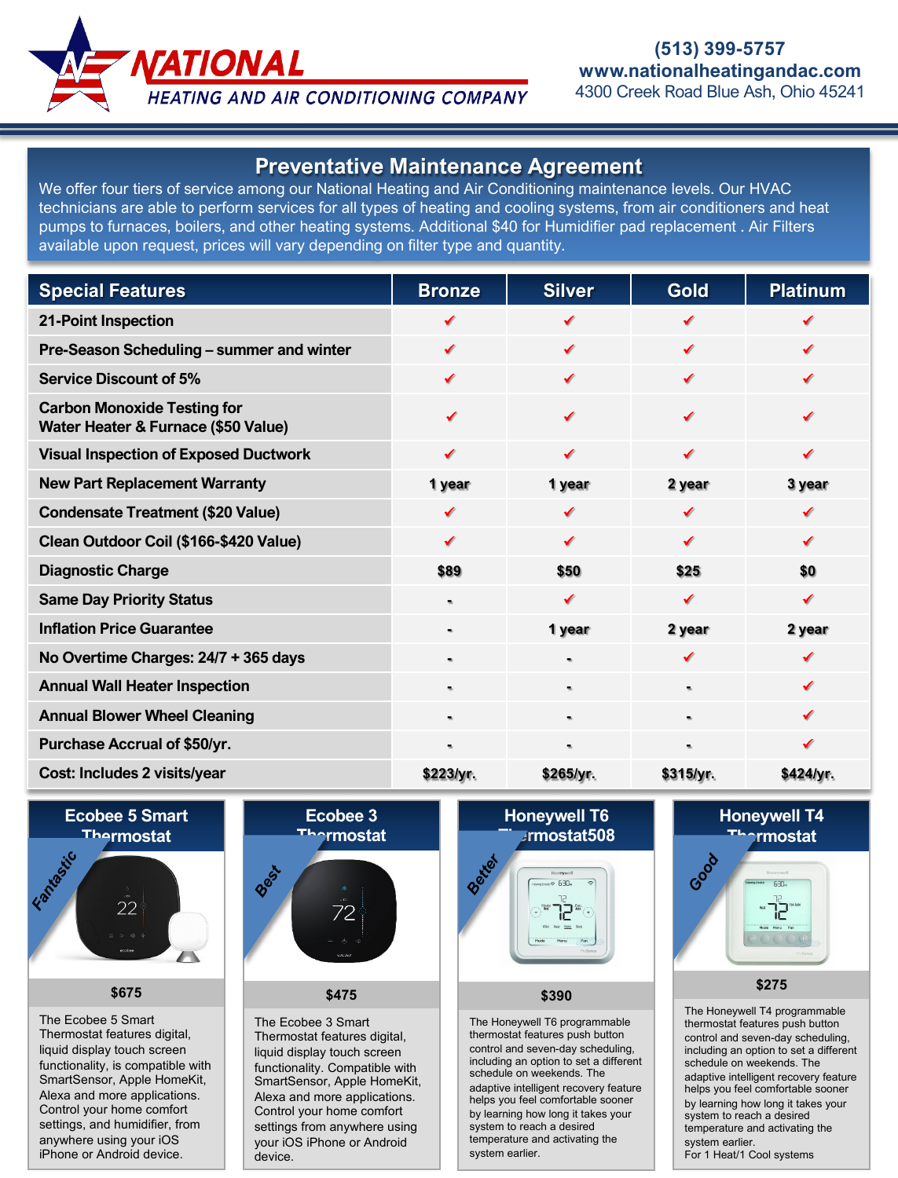# NATIONAL HEATING AND AIR CONDITIONING COMPANY

(513) 399-5757
www.nationalheatingandac.com
4300 Creek Road Blue Ash, Ohio 45241

## Preventative Maintenance Agreement

We offer four tiers of service among our National Heating and Air Conditioning maintenance levels. Our HVAC technicians are able to perform services for all types of heating and cooling systems, from air conditioners and heat pumps to furnaces, boilers, and other heating systems. Additional $40 for Humidifier pad replacement . Air Filters available upon request, prices will vary depending on filter type and quantity.

| Special Features | Bronze | Silver | Gold | Platinum |
|---|---|---|---|---|
| 21-Point Inspection | ✔ | ✔ | ✔ | ✔ |
| Pre-Season Scheduling – summer and winter | ✔ | ✔ | ✔ | ✔ |
| Service Discount of 5% | ✔ | ✔ | ✔ | ✔ |
| Carbon Monoxide Testing for Water Heater & Furnace ($50 Value) | ✔ | ✔ | ✔ | ✔ |
| Visual Inspection of Exposed Ductwork | ✔ | ✔ | ✔ | ✔ |
| New Part Replacement Warranty | 1 year | 1 year | 2 year | 3 year |
| Condensate Treatment ($20 Value) | ✔ | ✔ | ✔ | ✔ |
| Clean Outdoor Coil ($166-$420 Value) | ✔ | ✔ | ✔ | ✔ |
| Diagnostic Charge | $89 | $50 | $25 | $0 |
| Same Day Priority Status | - | ✔ | ✔ | ✔ |
| Inflation Price Guarantee | - | 1 year | 2 year | 2 year |
| No Overtime Charges: 24/7 + 365 days | - | - | ✔ | ✔ |
| Annual Wall Heater Inspection | - | - | - | ✔ |
| Annual Blower Wheel Cleaning | - | - | - | ✔ |
| Purchase Accrual of $50/yr. | - | - | - | ✔ |
| Cost: Includes 2 visits/year | $223/yr. | $265/yr. | $315/yr. | $424/yr. |

### Ecobee 5 Smart Thermostat

Fantastic

**$675**

The Ecobee 5 Smart Thermostat features digital, liquid display touch screen functionality, is compatible with SmartSensor, Apple HomeKit, Alexa and more applications. Control your home comfort settings, and humidifier, from anywhere using your iOS iPhone or Android device.

### Ecobee 3 Thermostat

Best

**$475**

The Ecobee 3 Smart Thermostat features digital, liquid display touch screen functionality. Compatible with SmartSensor, Apple HomeKit, Alexa and more applications. Control your home comfort settings from anywhere using your iOS iPhone or Android device.

### Honeywell T6 Thermostat508

Better

**$390**

The Honeywell T6 programmable thermostat features push button control and seven-day scheduling, including an option to set a different schedule on weekends. The adaptive intelligent recovery feature helps you feel comfortable sooner by learning how long it takes your system to reach a desired temperature and activating the system earlier.

### Honeywell T4 Thermostat

Good

**$275**

The Honeywell T4 programmable thermostat features push button control and seven-day scheduling, including an option to set a different schedule on weekends. The adaptive intelligent recovery feature helps you feel comfortable sooner by learning how long it takes your system to reach a desired temperature and activating the system earlier.
For 1 Heat/1 Cool systems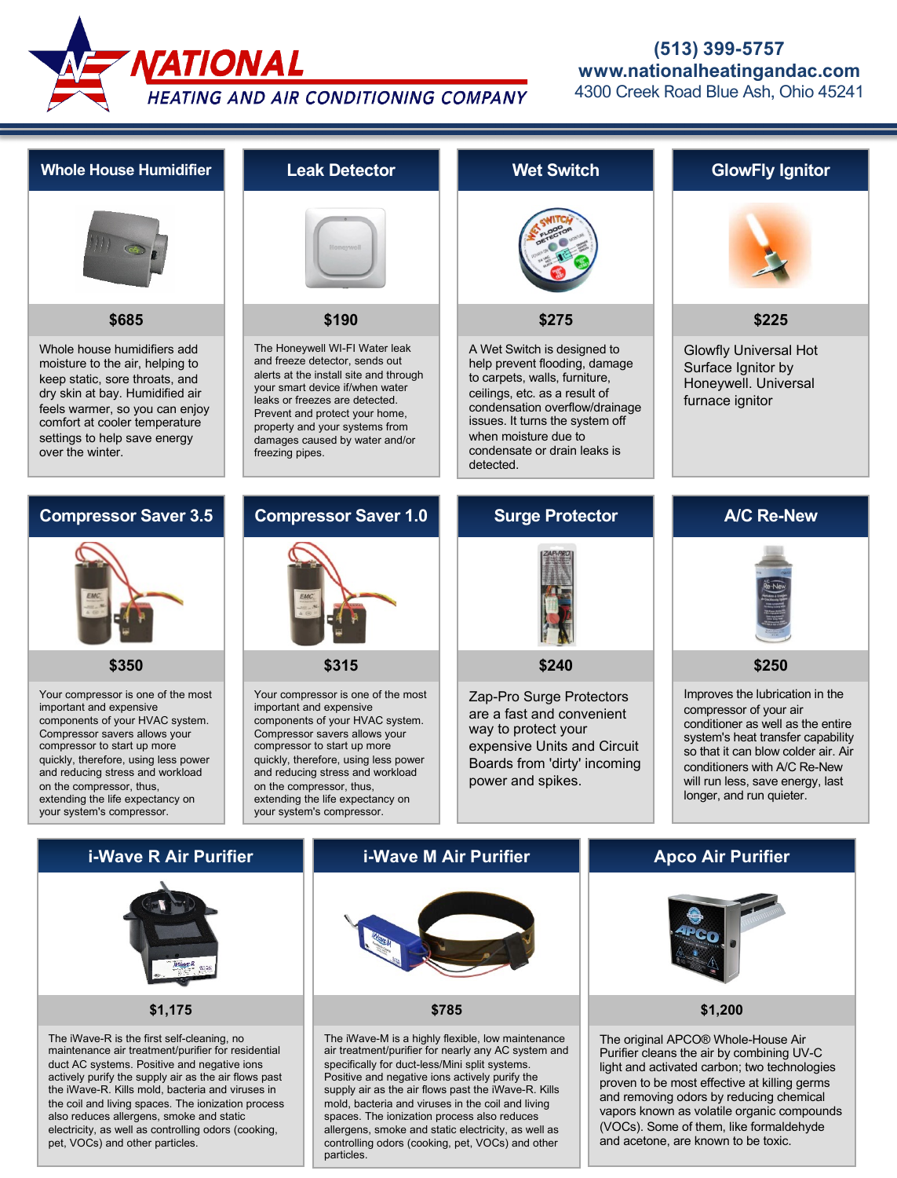# NATIONAL HEATING AND AIR CONDITIONING COMPANY

(513) 399-5757
www.nationalheatingandac.com
4300 Creek Road Blue Ash, Ohio 45241

## Whole House Humidifier

**$685**

Whole house humidifiers add moisture to the air, helping to keep static, sore throats, and dry skin at bay. Humidified air feels warmer, so you can enjoy comfort at cooler temperature settings to help save energy over the winter.

## Leak Detector

**$190**

The Honeywell WI-FI Water leak and freeze detector, sends out alerts at the install site and through your smart device if/when water leaks or freezes are detected. Prevent and protect your home, property and your systems from damages caused by water and/or freezing pipes.

## Wet Switch

**$275**

A Wet Switch is designed to help prevent flooding, damage to carpets, walls, furniture, ceilings, etc. as a result of condensation overflow/drainage issues. It turns the system off when moisture due to condensate or drain leaks is detected.

## GlowFly Ignitor

**$225**

Glowfly Universal Hot Surface Ignitor by Honeywell. Universal furnace ignitor

## Compressor Saver 3.5

**$350**

Your compressor is one of the most important and expensive components of your HVAC system. Compressor savers allows your compressor to start up more quickly, therefore, using less power and reducing stress and workload on the compressor, thus, extending the life expectancy on your system's compressor.

## Compressor Saver 1.0

**$315**

Your compressor is one of the most important and expensive components of your HVAC system. Compressor savers allows your compressor to start up more quickly, therefore, using less power and reducing stress and workload on the compressor, thus, extending the life expectancy on your system's compressor.

## Surge Protector

**$240**

Zap-Pro Surge Protectors are a fast and convenient way to protect your expensive Units and Circuit Boards from 'dirty' incoming power and spikes.

## A/C Re-New

**$250**

Improves the lubrication in the compressor of your air conditioner as well as the entire system's heat transfer capability so that it can blow colder air. Air conditioners with A/C Re-New will run less, save energy, last longer, and run quieter.

## i-Wave R Air Purifier

**$1,175**

The iWave-R is the first self-cleaning, no maintenance air treatment/purifier for residential duct AC systems. Positive and negative ions actively purify the supply air as the air flows past the iWave-R. Kills mold, bacteria and viruses in the coil and living spaces. The ionization process also reduces allergens, smoke and static electricity, as well as controlling odors (cooking, pet, VOCs) and other particles.

## i-Wave M Air Purifier

**$785**

The iWave-M is a highly flexible, low maintenance air treatment/purifier for nearly any AC system and specifically for duct-less/Mini split systems. Positive and negative ions actively purify the supply air as the air flows past the iWave-R. Kills mold, bacteria and viruses in the coil and living spaces. The ionization process also reduces allergens, smoke and static electricity, as well as controlling odors (cooking, pet, VOCs) and other particles.

## Apco Air Purifier

**$1,200**

The original APCO® Whole-House Air Purifier cleans the air by combining UV-C light and activated carbon; two technologies proven to be most effective at killing germs and removing odors by reducing chemical vapors known as volatile organic compounds (VOCs). Some of them, like formaldehyde and acetone, are known to be toxic.